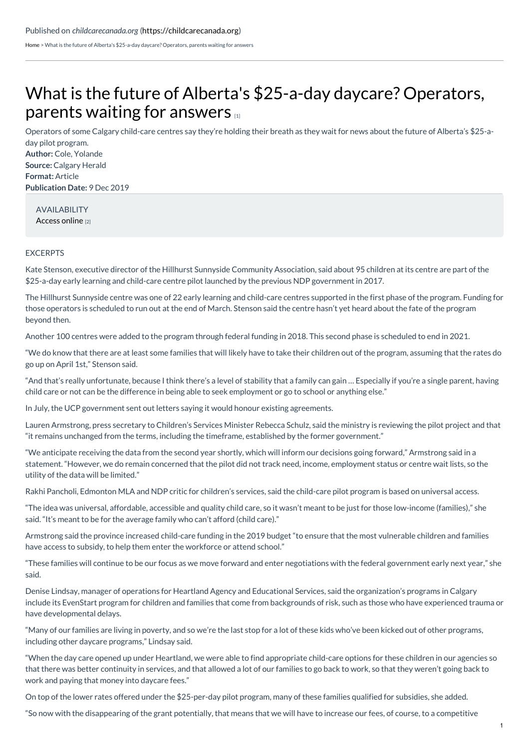Published on *childcarecanada.org* (https://childcarecanada.org)

Home > What is the future of Alberta's $25-a-day daycare? Operators, parents waiting for answers

# What is the future of Alberta's $25-a-day daycare? Operators, parents waiting for answers [1]

Operators of some Calgary child-care centres say they're holding their breath as they wait for news about the future of Alberta's $25-a-day pilot program.

**Author:** Cole, Yolande
**Source:** Calgary Herald
**Format:** Article
**Publication Date:** 9 Dec 2019

AVAILABILITY
Access online [2]

EXCERPTS

Kate Stenson, executive director of the Hillhurst Sunnyside Community Association, said about 95 children at its centre are part of the $25-a-day early learning and child-care centre pilot launched by the previous NDP government in 2017.

The Hillhurst Sunnyside centre was one of 22 early learning and child-care centres supported in the first phase of the program. Funding for those operators is scheduled to run out at the end of March. Stenson said the centre hasn't yet heard about the fate of the program beyond then.

Another 100 centres were added to the program through federal funding in 2018. This second phase is scheduled to end in 2021.

"We do know that there are at least some families that will likely have to take their children out of the program, assuming that the rates do go up on April 1st," Stenson said.

"And that's really unfortunate, because I think there's a level of stability that a family can gain … Especially if you're a single parent, having child care or not can be the difference in being able to seek employment or go to school or anything else."

In July, the UCP government sent out letters saying it would honour existing agreements.

Lauren Armstrong, press secretary to Children's Services Minister Rebecca Schulz, said the ministry is reviewing the pilot project and that "it remains unchanged from the terms, including the timeframe, established by the former government."

"We anticipate receiving the data from the second year shortly, which will inform our decisions going forward," Armstrong said in a statement. "However, we do remain concerned that the pilot did not track need, income, employment status or centre wait lists, so the utility of the data will be limited."

Rakhi Pancholi, Edmonton MLA and NDP critic for children's services, said the child-care pilot program is based on universal access.

"The idea was universal, affordable, accessible and quality child care, so it wasn't meant to be just for those low-income (families)," she said. "It's meant to be for the average family who can't afford (child care)."

Armstrong said the province increased child-care funding in the 2019 budget "to ensure that the most vulnerable children and families have access to subsidy, to help them enter the workforce or attend school."

"These families will continue to be our focus as we move forward and enter negotiations with the federal government early next year," she said.

Denise Lindsay, manager of operations for Heartland Agency and Educational Services, said the organization's programs in Calgary include its EvenStart program for children and families that come from backgrounds of risk, such as those who have experienced trauma or have developmental delays.

"Many of our families are living in poverty, and so we're the last stop for a lot of these kids who've been kicked out of other programs, including other daycare programs," Lindsay said.

"When the day care opened up under Heartland, we were able to find appropriate child-care options for these children in our agencies so that there was better continuity in services, and that allowed a lot of our families to go back to work, so that they weren't going back to work and paying that money into daycare fees."

On top of the lower rates offered under the $25-per-day pilot program, many of these families qualified for subsidies, she added.

"So now with the disappearing of the grant potentially, that means that we will have to increase our fees, of course, to a competitive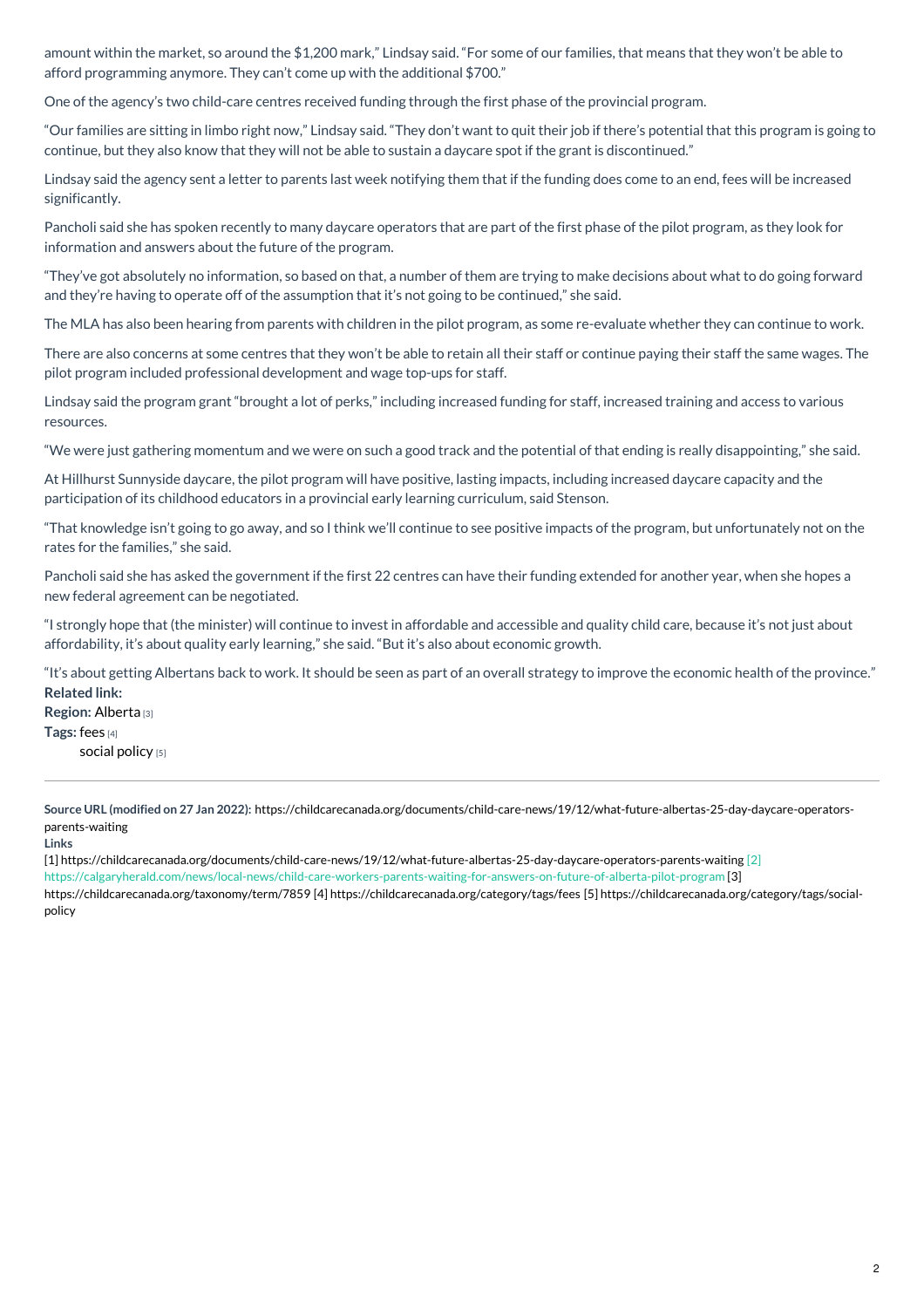amount within the market, so around the $1,200 mark," Lindsay said. "For some of our families, that means that they won't be able to afford programming anymore. They can't come up with the additional $700."

One of the agency's two child-care centres received funding through the first phase of the provincial program.

"Our families are sitting in limbo right now," Lindsay said. "They don't want to quit their job if there's potential that this program is going to continue, but they also know that they will not be able to sustain a daycare spot if the grant is discontinued."

Lindsay said the agency sent a letter to parents last week notifying them that if the funding does come to an end, fees will be increased significantly.

Pancholi said she has spoken recently to many daycare operators that are part of the first phase of the pilot program, as they look for information and answers about the future of the program.

"They've got absolutely no information, so based on that, a number of them are trying to make decisions about what to do going forward and they're having to operate off of the assumption that it's not going to be continued," she said.

The MLA has also been hearing from parents with children in the pilot program, as some re-evaluate whether they can continue to work.

There are also concerns at some centres that they won't be able to retain all their staff or continue paying their staff the same wages. The pilot program included professional development and wage top-ups for staff.

Lindsay said the program grant "brought a lot of perks," including increased funding for staff, increased training and access to various resources.

"We were just gathering momentum and we were on such a good track and the potential of that ending is really disappointing," she said.

At Hillhurst Sunnyside daycare, the pilot program will have positive, lasting impacts, including increased daycare capacity and the participation of its childhood educators in a provincial early learning curriculum, said Stenson.

"That knowledge isn't going to go away, and so I think we'll continue to see positive impacts of the program, but unfortunately not on the rates for the families," she said.

Pancholi said she has asked the government if the first 22 centres can have their funding extended for another year, when she hopes a new federal agreement can be negotiated.

"I strongly hope that (the minister) will continue to invest in affordable and accessible and quality child care, because it's not just about affordability, it's about quality early learning," she said. "But it's also about economic growth.

"It's about getting Albertans back to work. It should be seen as part of an overall strategy to improve the economic health of the province."

**Related link:**

**Region:** Alberta [3]

**Tags:** fees [4]

social policy [5]

---

**Source URL (modified on 27 Jan 2022):** https://childcarecanada.org/documents/child-care-news/19/12/what-future-albertas-25-day-daycare-operators-parents-waiting

**Links**

[1] https://childcarecanada.org/documents/child-care-news/19/12/what-future-albertas-25-day-daycare-operators-parents-waiting [2] https://calgaryherald.com/news/local-news/child-care-workers-parents-waiting-for-answers-on-future-of-alberta-pilot-program [3] https://childcarecanada.org/taxonomy/term/7859 [4] https://childcarecanada.org/category/tags/fees [5] https://childcarecanada.org/category/tags/social-policy